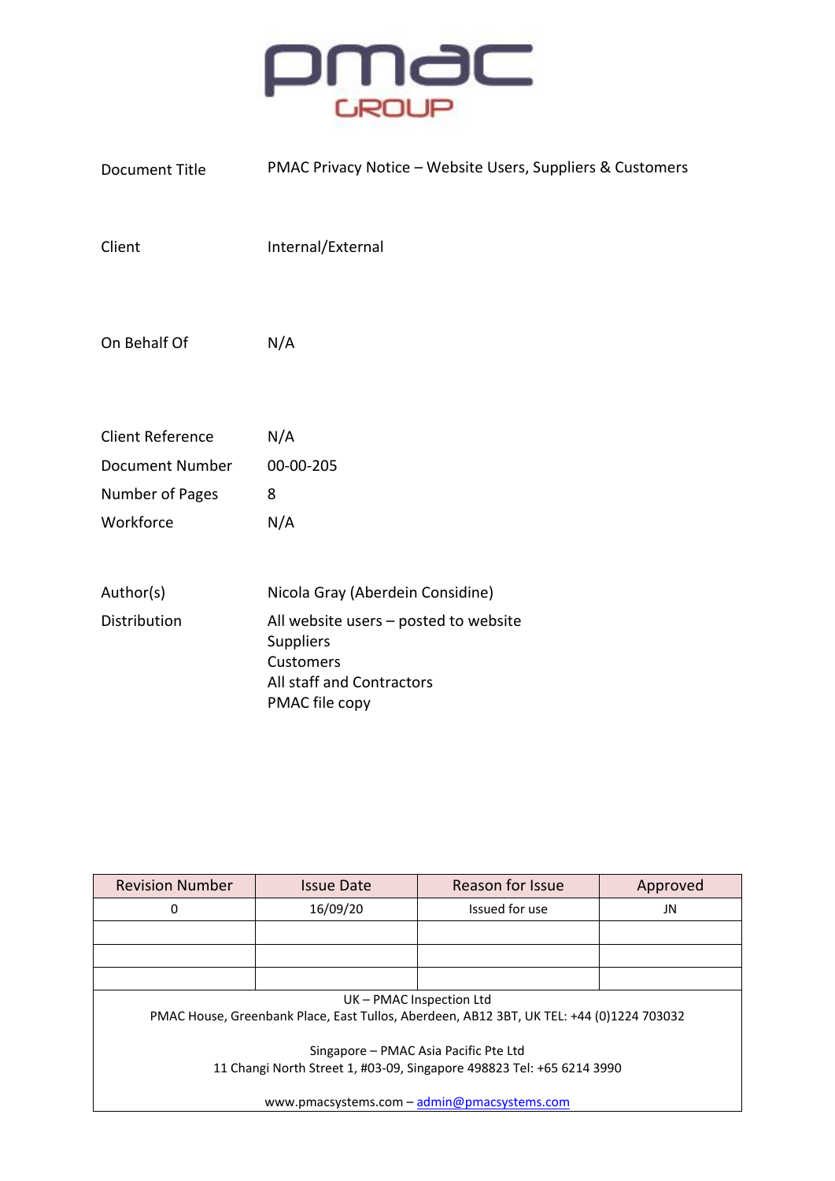pmac GROUP

| | |
|---|---|
| Document Title | PMAC Privacy Notice – Website Users, Suppliers & Customers |
| Client | Internal/External |
| On Behalf Of | N/A |
| Client Reference | N/A |
| Document Number | 00-00-205 |
| Number of Pages | 8 |
| Workforce | N/A |
| Author(s) | Nicola Gray (Aberdein Considine) |
| Distribution | All website users – posted to website<br>Suppliers<br>Customers<br>All staff and Contractors<br>PMAC file copy |

| Revision Number | Issue Date | Reason for Issue | Approved |
|---|---|---|---|
| 0 | 16/09/20 | Issued for use | JN |
| | | | |
| | | | |
| | | | |

UK – PMAC Inspection Ltd
PMAC House, Greenbank Place, East Tullos, Aberdeen, AB12 3BT, UK TEL: +44 (0)1224 703032

Singapore – PMAC Asia Pacific Pte Ltd
11 Changi North Street 1, #03-09, Singapore 498823 Tel: +65 6214 3990

www.pmacsystems.com – admin@pmacsystems.com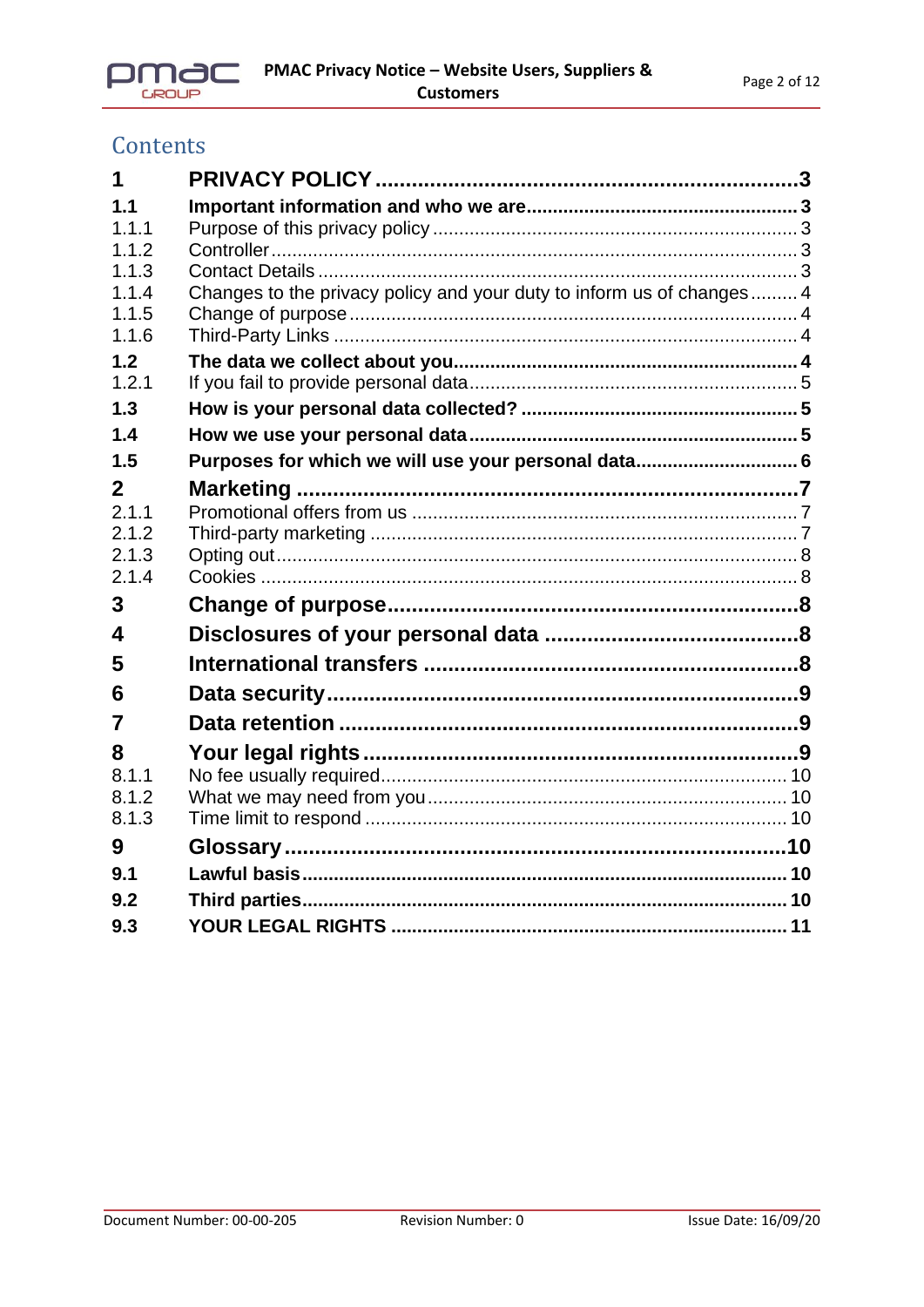# Contents

| | | |
|---|---|---|
| **1** | **PRIVACY POLICY** | **3** |
| **1.1** | **Important information and who we are** | **3** |
| 1.1.1 | Purpose of this privacy policy | 3 |
| 1.1.2 | Controller | 3 |
| 1.1.3 | Contact Details | 3 |
| 1.1.4 | Changes to the privacy policy and your duty to inform us of changes | 4 |
| 1.1.5 | Change of purpose | 4 |
| 1.1.6 | Third-Party Links | 4 |
| **1.2** | **The data we collect about you** | **4** |
| 1.2.1 | If you fail to provide personal data | 5 |
| **1.3** | **How is your personal data collected?** | **5** |
| **1.4** | **How we use your personal data** | **5** |
| **1.5** | **Purposes for which we will use your personal data** | **6** |
| **2** | **Marketing** | **7** |
| 2.1.1 | Promotional offers from us | 7 |
| 2.1.2 | Third-party marketing | 7 |
| 2.1.3 | Opting out | 8 |
| 2.1.4 | Cookies | 8 |
| **3** | **Change of purpose** | **8** |
| **4** | **Disclosures of your personal data** | **8** |
| **5** | **International transfers** | **8** |
| **6** | **Data security** | **9** |
| **7** | **Data retention** | **9** |
| **8** | **Your legal rights** | **9** |
| 8.1.1 | No fee usually required | 10 |
| 8.1.2 | What we may need from you | 10 |
| 8.1.3 | Time limit to respond | 10 |
| **9** | **Glossary** | **10** |
| **9.1** | **Lawful basis** | **10** |
| **9.2** | **Third parties** | **10** |
| **9.3** | **YOUR LEGAL RIGHTS** | **11** |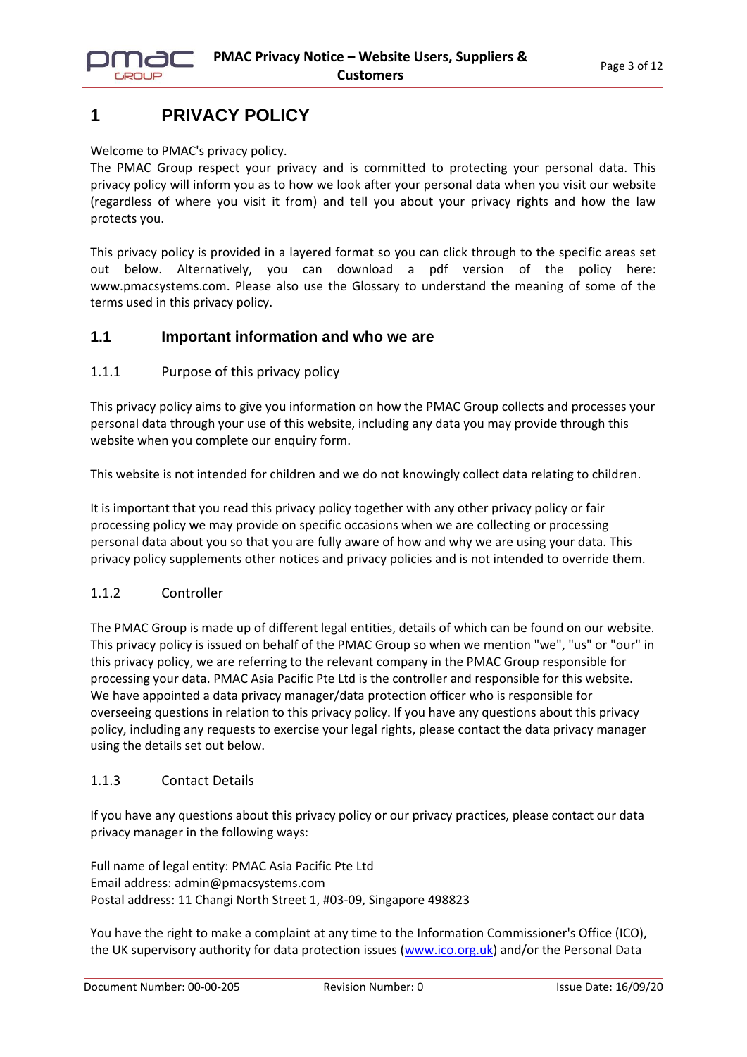# 1 PRIVACY POLICY

Welcome to PMAC's privacy policy.

The PMAC Group respect your privacy and is committed to protecting your personal data. This privacy policy will inform you as to how we look after your personal data when you visit our website (regardless of where you visit it from) and tell you about your privacy rights and how the law protects you.

This privacy policy is provided in a layered format so you can click through to the specific areas set out below. Alternatively, you can download a pdf version of the policy here: www.pmacsystems.com. Please also use the Glossary to understand the meaning of some of the terms used in this privacy policy.

## 1.1 Important information and who we are

### 1.1.1 Purpose of this privacy policy

This privacy policy aims to give you information on how the PMAC Group collects and processes your personal data through your use of this website, including any data you may provide through this website when you complete our enquiry form.

This website is not intended for children and we do not knowingly collect data relating to children.

It is important that you read this privacy policy together with any other privacy policy or fair processing policy we may provide on specific occasions when we are collecting or processing personal data about you so that you are fully aware of how and why we are using your data. This privacy policy supplements other notices and privacy policies and is not intended to override them.

### 1.1.2 Controller

The PMAC Group is made up of different legal entities, details of which can be found on our website. This privacy policy is issued on behalf of the PMAC Group so when we mention "we", "us" or "our" in this privacy policy, we are referring to the relevant company in the PMAC Group responsible for processing your data. PMAC Asia Pacific Pte Ltd is the controller and responsible for this website. We have appointed a data privacy manager/data protection officer who is responsible for overseeing questions in relation to this privacy policy. If you have any questions about this privacy policy, including any requests to exercise your legal rights, please contact the data privacy manager using the details set out below.

### 1.1.3 Contact Details

If you have any questions about this privacy policy or our privacy practices, please contact our data privacy manager in the following ways:

Full name of legal entity: PMAC Asia Pacific Pte Ltd
Email address: admin@pmacsystems.com
Postal address: 11 Changi North Street 1, #03-09, Singapore 498823

You have the right to make a complaint at any time to the Information Commissioner's Office (ICO), the UK supervisory authority for data protection issues ([www.ico.org.uk](www.ico.org.uk)) and/or the Personal Data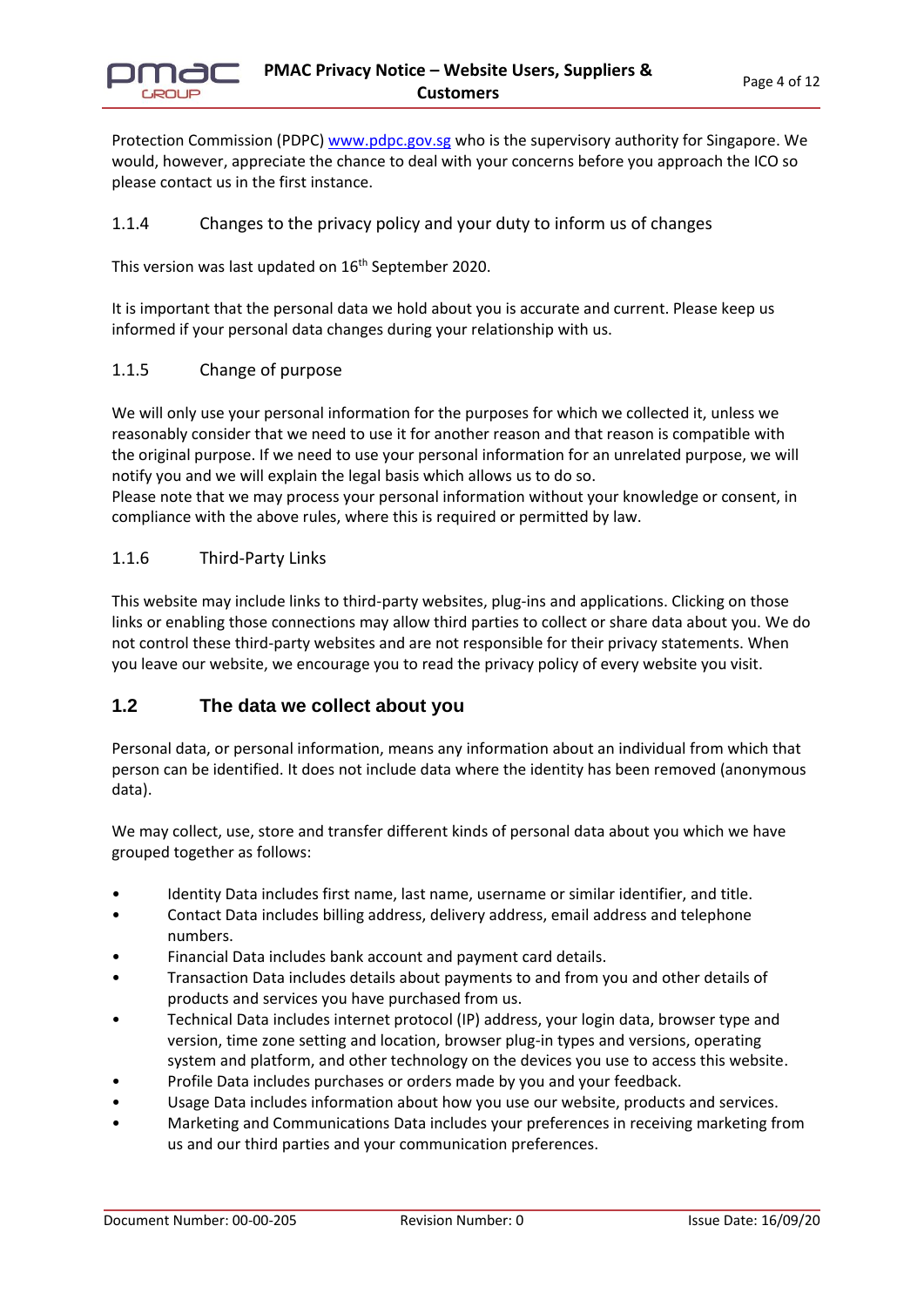Protection Commission (PDPC) www.pdpc.gov.sg who is the supervisory authority for Singapore. We would, however, appreciate the chance to deal with your concerns before you approach the ICO so please contact us in the first instance.

### 1.1.4 Changes to the privacy policy and your duty to inform us of changes

This version was last updated on 16th September 2020.

It is important that the personal data we hold about you is accurate and current. Please keep us informed if your personal data changes during your relationship with us.

### 1.1.5 Change of purpose

We will only use your personal information for the purposes for which we collected it, unless we reasonably consider that we need to use it for another reason and that reason is compatible with the original purpose. If we need to use your personal information for an unrelated purpose, we will notify you and we will explain the legal basis which allows us to do so.
Please note that we may process your personal information without your knowledge or consent, in compliance with the above rules, where this is required or permitted by law.

### 1.1.6 Third-Party Links

This website may include links to third-party websites, plug-ins and applications. Clicking on those links or enabling those connections may allow third parties to collect or share data about you. We do not control these third-party websites and are not responsible for their privacy statements. When you leave our website, we encourage you to read the privacy policy of every website you visit.

## 1.2 The data we collect about you

Personal data, or personal information, means any information about an individual from which that person can be identified. It does not include data where the identity has been removed (anonymous data).

We may collect, use, store and transfer different kinds of personal data about you which we have grouped together as follows:

- Identity Data includes first name, last name, username or similar identifier, and title.
- Contact Data includes billing address, delivery address, email address and telephone numbers.
- Financial Data includes bank account and payment card details.
- Transaction Data includes details about payments to and from you and other details of products and services you have purchased from us.
- Technical Data includes internet protocol (IP) address, your login data, browser type and version, time zone setting and location, browser plug-in types and versions, operating system and platform, and other technology on the devices you use to access this website.
- Profile Data includes purchases or orders made by you and your feedback.
- Usage Data includes information about how you use our website, products and services.
- Marketing and Communications Data includes your preferences in receiving marketing from us and our third parties and your communication preferences.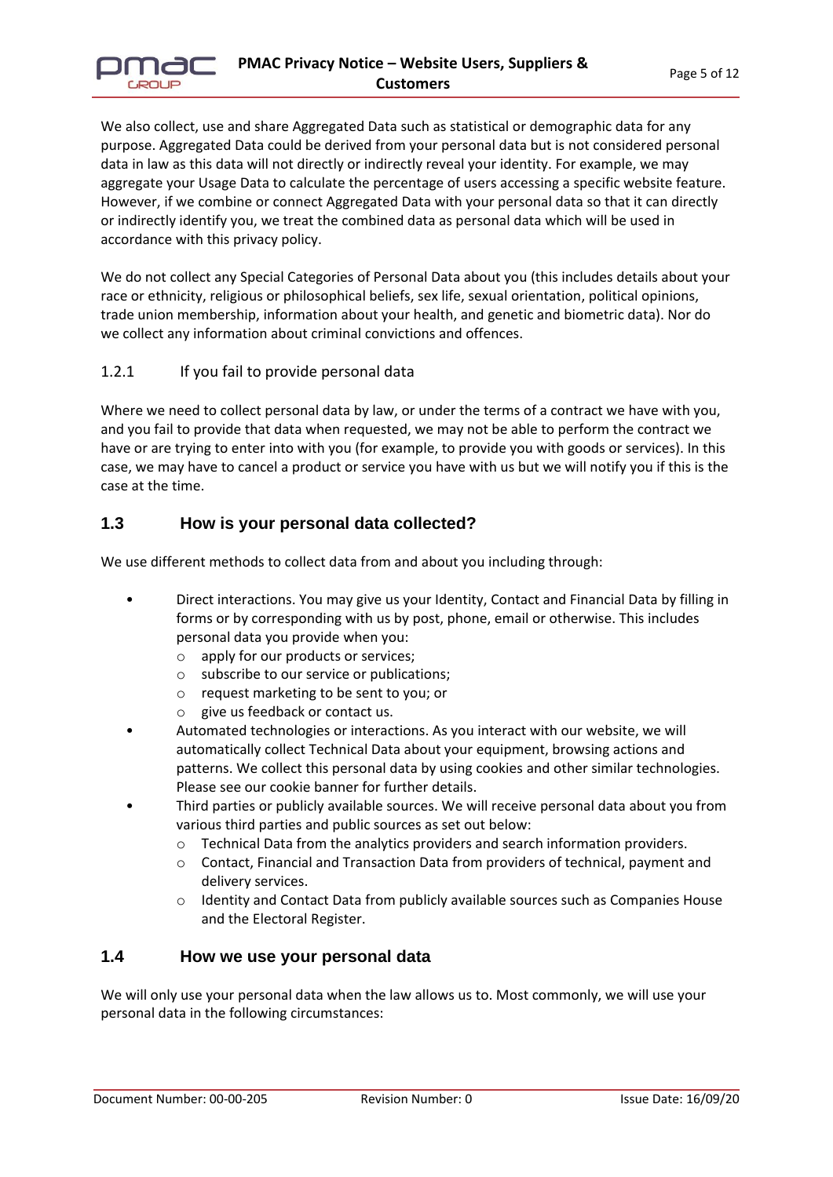We also collect, use and share Aggregated Data such as statistical or demographic data for any purpose. Aggregated Data could be derived from your personal data but is not considered personal data in law as this data will not directly or indirectly reveal your identity. For example, we may aggregate your Usage Data to calculate the percentage of users accessing a specific website feature. However, if we combine or connect Aggregated Data with your personal data so that it can directly or indirectly identify you, we treat the combined data as personal data which will be used in accordance with this privacy policy.

We do not collect any Special Categories of Personal Data about you (this includes details about your race or ethnicity, religious or philosophical beliefs, sex life, sexual orientation, political opinions, trade union membership, information about your health, and genetic and biometric data). Nor do we collect any information about criminal convictions and offences.

### 1.2.1 If you fail to provide personal data

Where we need to collect personal data by law, or under the terms of a contract we have with you, and you fail to provide that data when requested, we may not be able to perform the contract we have or are trying to enter into with you (for example, to provide you with goods or services). In this case, we may have to cancel a product or service you have with us but we will notify you if this is the case at the time.

## 1.3 How is your personal data collected?

We use different methods to collect data from and about you including through:

- Direct interactions. You may give us your Identity, Contact and Financial Data by filling in forms or by corresponding with us by post, phone, email or otherwise. This includes personal data you provide when you:
  - apply for our products or services;
  - subscribe to our service or publications;
  - request marketing to be sent to you; or
  - give us feedback or contact us.
- Automated technologies or interactions. As you interact with our website, we will automatically collect Technical Data about your equipment, browsing actions and patterns. We collect this personal data by using cookies and other similar technologies. Please see our cookie banner for further details.
- Third parties or publicly available sources. We will receive personal data about you from various third parties and public sources as set out below:
  - Technical Data from the analytics providers and search information providers.
  - Contact, Financial and Transaction Data from providers of technical, payment and delivery services.
  - Identity and Contact Data from publicly available sources such as Companies House and the Electoral Register.

## 1.4 How we use your personal data

We will only use your personal data when the law allows us to. Most commonly, we will use your personal data in the following circumstances: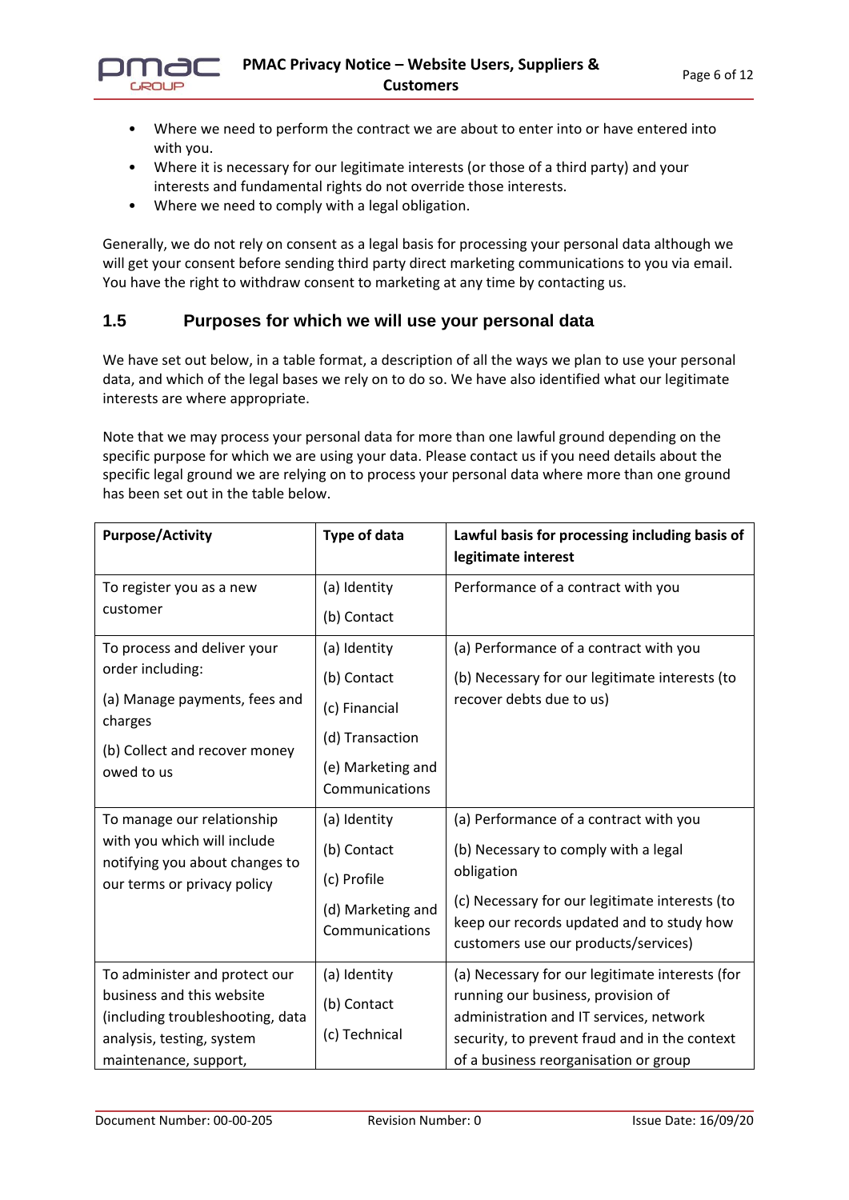- Where we need to perform the contract we are about to enter into or have entered into with you.
- Where it is necessary for our legitimate interests (or those of a third party) and your interests and fundamental rights do not override those interests.
- Where we need to comply with a legal obligation.

Generally, we do not rely on consent as a legal basis for processing your personal data although we will get your consent before sending third party direct marketing communications to you via email. You have the right to withdraw consent to marketing at any time by contacting us.

## 1.5 Purposes for which we will use your personal data

We have set out below, in a table format, a description of all the ways we plan to use your personal data, and which of the legal bases we rely on to do so. We have also identified what our legitimate interests are where appropriate.

Note that we may process your personal data for more than one lawful ground depending on the specific purpose for which we are using your data. Please contact us if you need details about the specific legal ground we are relying on to process your personal data where more than one ground has been set out in the table below.

| Purpose/Activity | Type of data | Lawful basis for processing including basis of legitimate interest |
|---|---|---|
| To register you as a new customer | (a) Identity<br>(b) Contact | Performance of a contract with you |
| To process and deliver your order including:<br>(a) Manage payments, fees and charges<br>(b) Collect and recover money owed to us | (a) Identity<br>(b) Contact<br>(c) Financial<br>(d) Transaction<br>(e) Marketing and Communications | (a) Performance of a contract with you<br>(b) Necessary for our legitimate interests (to recover debts due to us) |
| To manage our relationship with you which will include notifying you about changes to our terms or privacy policy | (a) Identity<br>(b) Contact<br>(c) Profile<br>(d) Marketing and Communications | (a) Performance of a contract with you<br>(b) Necessary to comply with a legal obligation<br>(c) Necessary for our legitimate interests (to keep our records updated and to study how customers use our products/services) |
| To administer and protect our business and this website (including troubleshooting, data analysis, testing, system maintenance, support, | (a) Identity<br>(b) Contact<br>(c) Technical | (a) Necessary for our legitimate interests (for running our business, provision of administration and IT services, network security, to prevent fraud and in the context of a business reorganisation or group |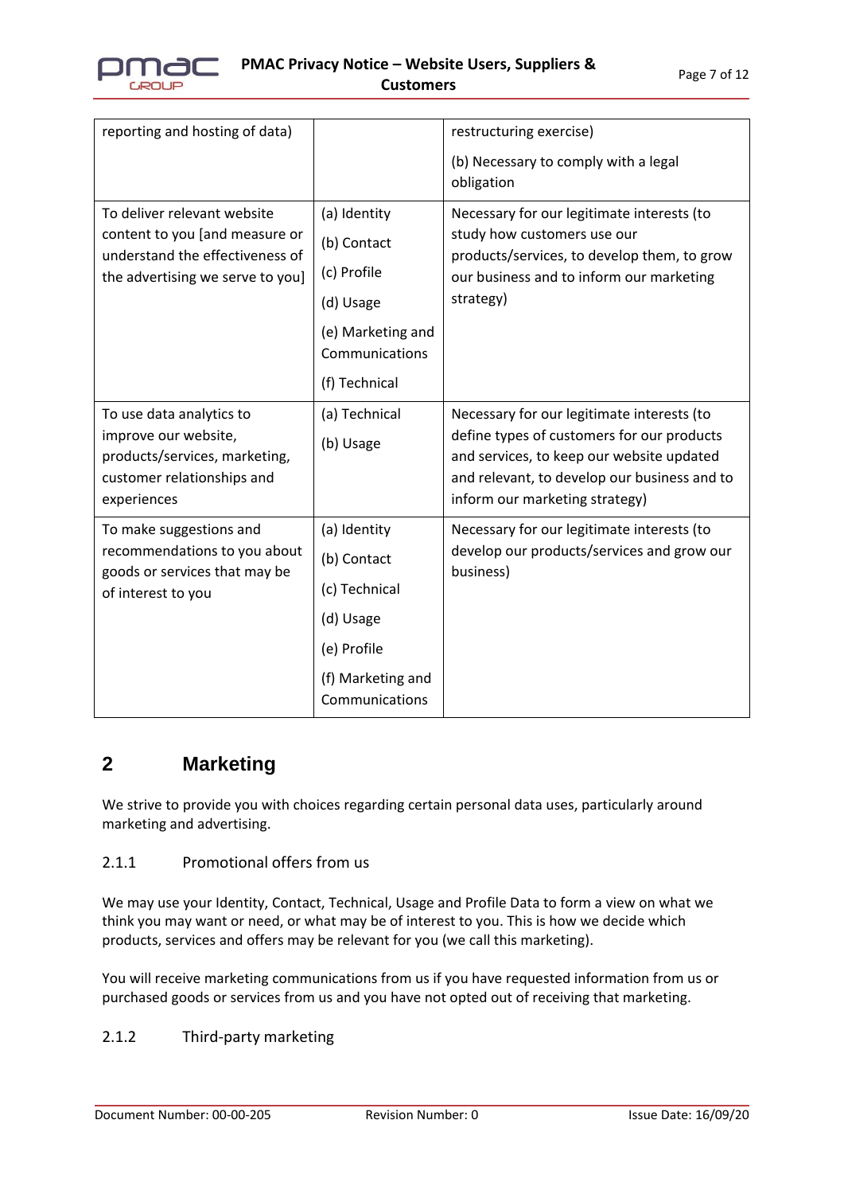| | | |
|---|---|---|
| reporting and hosting of data) | | restructuring exercise)<br><br>(b) Necessary to comply with a legal obligation |
| To deliver relevant website content to you [and measure or understand the effectiveness of the advertising we serve to you] | (a) Identity<br>(b) Contact<br>(c) Profile<br>(d) Usage<br>(e) Marketing and Communications<br>(f) Technical | Necessary for our legitimate interests (to study how customers use our products/services, to develop them, to grow our business and to inform our marketing strategy) |
| To use data analytics to improve our website, products/services, marketing, customer relationships and experiences | (a) Technical<br>(b) Usage | Necessary for our legitimate interests (to define types of customers for our products and services, to keep our website updated and relevant, to develop our business and to inform our marketing strategy) |
| To make suggestions and recommendations to you about goods or services that may be of interest to you | (a) Identity<br>(b) Contact<br>(c) Technical<br>(d) Usage<br>(e) Profile<br>(f) Marketing and Communications | Necessary for our legitimate interests (to develop our products/services and grow our business) |

## 2 Marketing

We strive to provide you with choices regarding certain personal data uses, particularly around marketing and advertising.

### 2.1.1 Promotional offers from us

We may use your Identity, Contact, Technical, Usage and Profile Data to form a view on what we think you may want or need, or what may be of interest to you. This is how we decide which products, services and offers may be relevant for you (we call this marketing).

You will receive marketing communications from us if you have requested information from us or purchased goods or services from us and you have not opted out of receiving that marketing.

### 2.1.2 Third-party marketing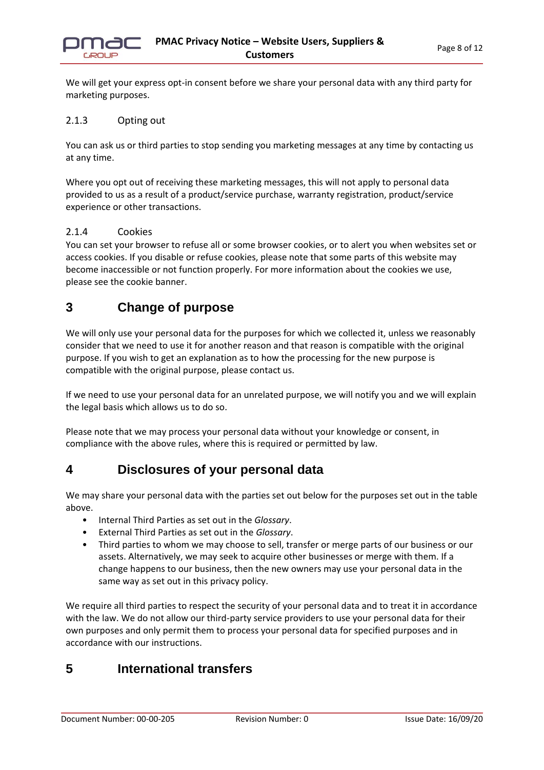We will get your express opt-in consent before we share your personal data with any third party for marketing purposes.

### 2.1.3 Opting out

You can ask us or third parties to stop sending you marketing messages at any time by contacting us at any time.

Where you opt out of receiving these marketing messages, this will not apply to personal data provided to us as a result of a product/service purchase, warranty registration, product/service experience or other transactions.

### 2.1.4 Cookies

You can set your browser to refuse all or some browser cookies, or to alert you when websites set or access cookies. If you disable or refuse cookies, please note that some parts of this website may become inaccessible or not function properly. For more information about the cookies we use, please see the cookie banner.

## 3 Change of purpose

We will only use your personal data for the purposes for which we collected it, unless we reasonably consider that we need to use it for another reason and that reason is compatible with the original purpose. If you wish to get an explanation as to how the processing for the new purpose is compatible with the original purpose, please contact us.

If we need to use your personal data for an unrelated purpose, we will notify you and we will explain the legal basis which allows us to do so.

Please note that we may process your personal data without your knowledge or consent, in compliance with the above rules, where this is required or permitted by law.

## 4 Disclosures of your personal data

We may share your personal data with the parties set out below for the purposes set out in the table above.

- Internal Third Parties as set out in the *Glossary*.
- External Third Parties as set out in the *Glossary*.
- Third parties to whom we may choose to sell, transfer or merge parts of our business or our assets. Alternatively, we may seek to acquire other businesses or merge with them. If a change happens to our business, then the new owners may use your personal data in the same way as set out in this privacy policy.

We require all third parties to respect the security of your personal data and to treat it in accordance with the law. We do not allow our third-party service providers to use your personal data for their own purposes and only permit them to process your personal data for specified purposes and in accordance with our instructions.

## 5 International transfers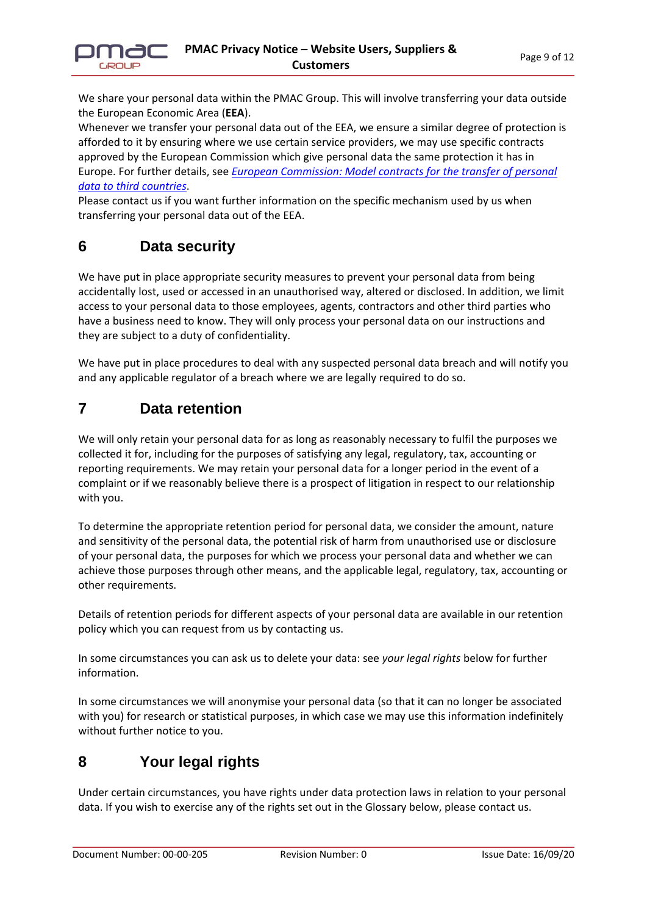We share your personal data within the PMAC Group. This will involve transferring your data outside the European Economic Area (**EEA**).

Whenever we transfer your personal data out of the EEA, we ensure a similar degree of protection is afforded to it by ensuring where we use certain service providers, we may use specific contracts approved by the European Commission which give personal data the same protection it has in Europe. For further details, see *European Commission: Model contracts for the transfer of personal data to third countries*.

Please contact us if you want further information on the specific mechanism used by us when transferring your personal data out of the EEA.

## 6 Data security

We have put in place appropriate security measures to prevent your personal data from being accidentally lost, used or accessed in an unauthorised way, altered or disclosed. In addition, we limit access to your personal data to those employees, agents, contractors and other third parties who have a business need to know. They will only process your personal data on our instructions and they are subject to a duty of confidentiality.

We have put in place procedures to deal with any suspected personal data breach and will notify you and any applicable regulator of a breach where we are legally required to do so.

## 7 Data retention

We will only retain your personal data for as long as reasonably necessary to fulfil the purposes we collected it for, including for the purposes of satisfying any legal, regulatory, tax, accounting or reporting requirements. We may retain your personal data for a longer period in the event of a complaint or if we reasonably believe there is a prospect of litigation in respect to our relationship with you.

To determine the appropriate retention period for personal data, we consider the amount, nature and sensitivity of the personal data, the potential risk of harm from unauthorised use or disclosure of your personal data, the purposes for which we process your personal data and whether we can achieve those purposes through other means, and the applicable legal, regulatory, tax, accounting or other requirements.

Details of retention periods for different aspects of your personal data are available in our retention policy which you can request from us by contacting us.

In some circumstances you can ask us to delete your data: see *your legal rights* below for further information.

In some circumstances we will anonymise your personal data (so that it can no longer be associated with you) for research or statistical purposes, in which case we may use this information indefinitely without further notice to you.

## 8 Your legal rights

Under certain circumstances, you have rights under data protection laws in relation to your personal data. If you wish to exercise any of the rights set out in the Glossary below, please contact us.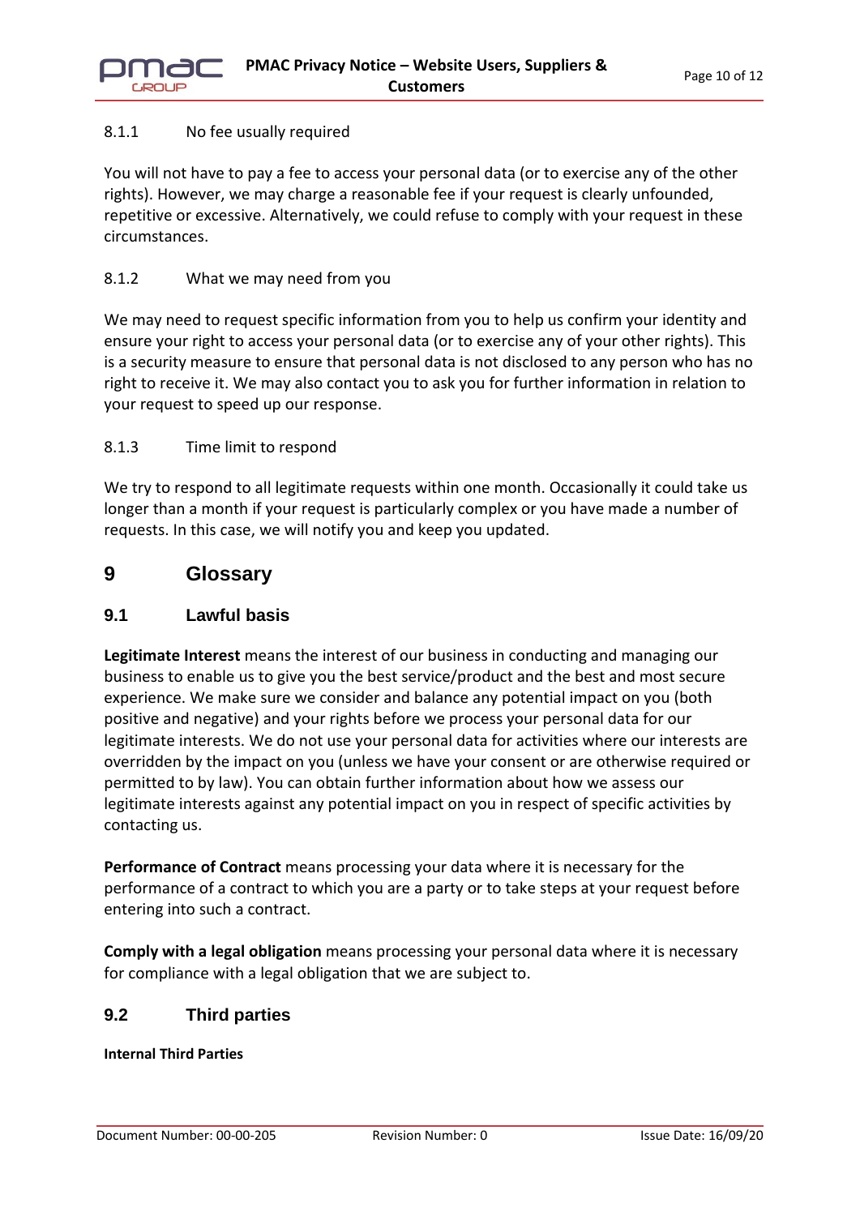#### 8.1.1 No fee usually required

You will not have to pay a fee to access your personal data (or to exercise any of the other rights). However, we may charge a reasonable fee if your request is clearly unfounded, repetitive or excessive. Alternatively, we could refuse to comply with your request in these circumstances.

#### 8.1.2 What we may need from you

We may need to request specific information from you to help us confirm your identity and ensure your right to access your personal data (or to exercise any of your other rights). This is a security measure to ensure that personal data is not disclosed to any person who has no right to receive it. We may also contact you to ask you for further information in relation to your request to speed up our response.

#### 8.1.3 Time limit to respond

We try to respond to all legitimate requests within one month. Occasionally it could take us longer than a month if your request is particularly complex or you have made a number of requests. In this case, we will notify you and keep you updated.

## 9 Glossary

### 9.1 Lawful basis

**Legitimate Interest** means the interest of our business in conducting and managing our business to enable us to give you the best service/product and the best and most secure experience. We make sure we consider and balance any potential impact on you (both positive and negative) and your rights before we process your personal data for our legitimate interests. We do not use your personal data for activities where our interests are overridden by the impact on you (unless we have your consent or are otherwise required or permitted to by law). You can obtain further information about how we assess our legitimate interests against any potential impact on you in respect of specific activities by contacting us.

**Performance of Contract** means processing your data where it is necessary for the performance of a contract to which you are a party or to take steps at your request before entering into such a contract.

**Comply with a legal obligation** means processing your personal data where it is necessary for compliance with a legal obligation that we are subject to.

### 9.2 Third parties

**Internal Third Parties**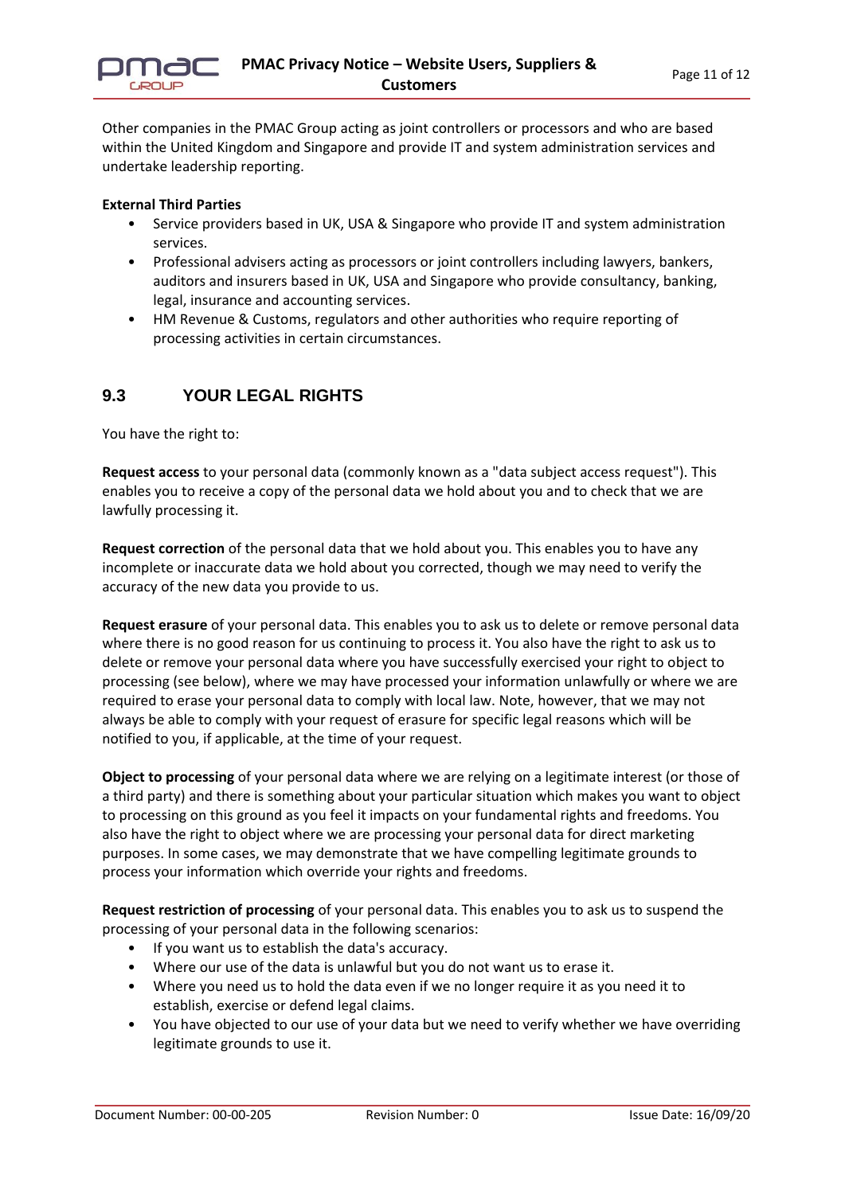Other companies in the PMAC Group acting as joint controllers or processors and who are based within the United Kingdom and Singapore and provide IT and system administration services and undertake leadership reporting.

**External Third Parties**

- Service providers based in UK, USA & Singapore who provide IT and system administration services.
- Professional advisers acting as processors or joint controllers including lawyers, bankers, auditors and insurers based in UK, USA and Singapore who provide consultancy, banking, legal, insurance and accounting services.
- HM Revenue & Customs, regulators and other authorities who require reporting of processing activities in certain circumstances.

## 9.3 YOUR LEGAL RIGHTS

You have the right to:

**Request access** to your personal data (commonly known as a "data subject access request"). This enables you to receive a copy of the personal data we hold about you and to check that we are lawfully processing it.

**Request correction** of the personal data that we hold about you. This enables you to have any incomplete or inaccurate data we hold about you corrected, though we may need to verify the accuracy of the new data you provide to us.

**Request erasure** of your personal data. This enables you to ask us to delete or remove personal data where there is no good reason for us continuing to process it. You also have the right to ask us to delete or remove your personal data where you have successfully exercised your right to object to processing (see below), where we may have processed your information unlawfully or where we are required to erase your personal data to comply with local law. Note, however, that we may not always be able to comply with your request of erasure for specific legal reasons which will be notified to you, if applicable, at the time of your request.

**Object to processing** of your personal data where we are relying on a legitimate interest (or those of a third party) and there is something about your particular situation which makes you want to object to processing on this ground as you feel it impacts on your fundamental rights and freedoms. You also have the right to object where we are processing your personal data for direct marketing purposes. In some cases, we may demonstrate that we have compelling legitimate grounds to process your information which override your rights and freedoms.

**Request restriction of processing** of your personal data. This enables you to ask us to suspend the processing of your personal data in the following scenarios:

- If you want us to establish the data's accuracy.
- Where our use of the data is unlawful but you do not want us to erase it.
- Where you need us to hold the data even if we no longer require it as you need it to establish, exercise or defend legal claims.
- You have objected to our use of your data but we need to verify whether we have overriding legitimate grounds to use it.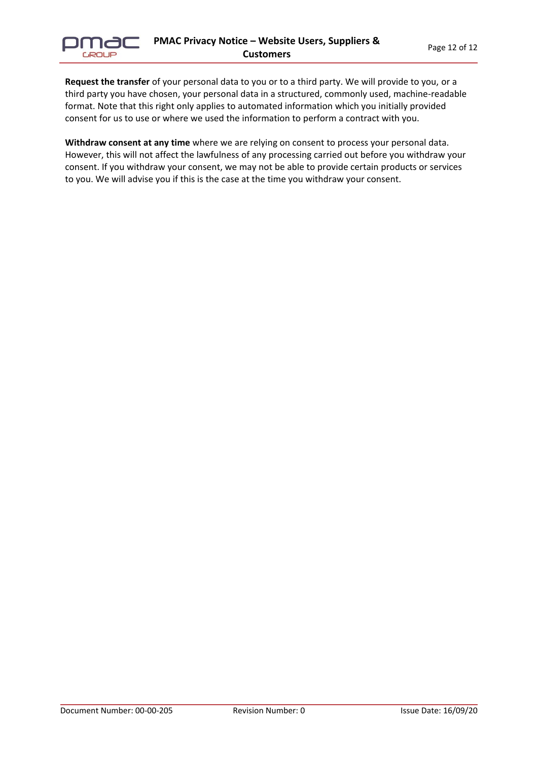**Request the transfer** of your personal data to you or to a third party. We will provide to you, or a third party you have chosen, your personal data in a structured, commonly used, machine-readable format. Note that this right only applies to automated information which you initially provided consent for us to use or where we used the information to perform a contract with you.

**Withdraw consent at any time** where we are relying on consent to process your personal data. However, this will not affect the lawfulness of any processing carried out before you withdraw your consent. If you withdraw your consent, we may not be able to provide certain products or services to you. We will advise you if this is the case at the time you withdraw your consent.